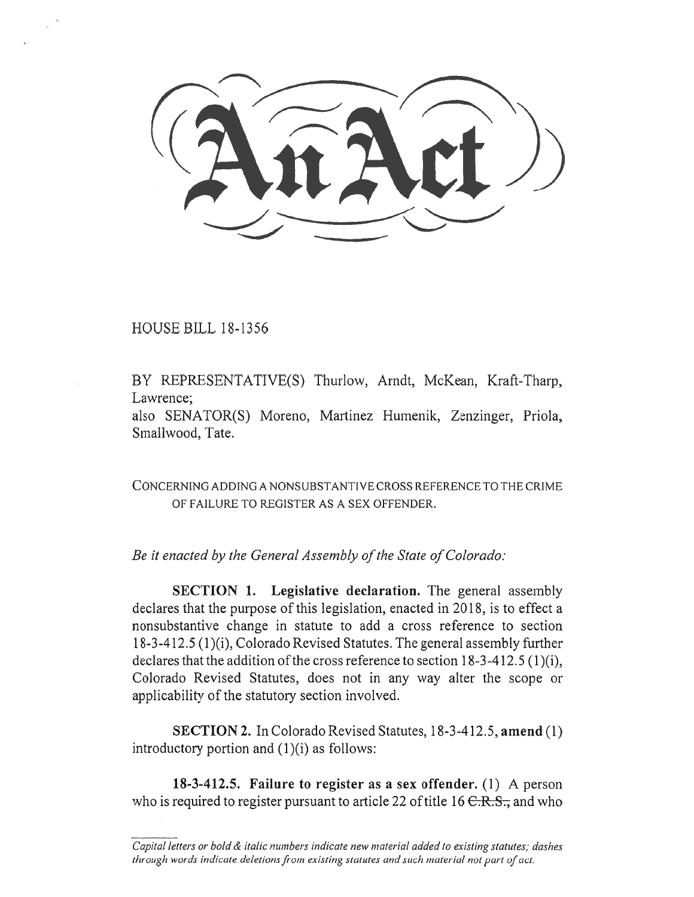# An Act

HOUSE BILL 18-1356

BY REPRESENTATIVE(S) Thurlow, Arndt, McKean, Kraft-Tharp, Lawrence;
also SENATOR(S) Moreno, Martinez Humenik, Zenzinger, Priola, Smallwood, Tate.

CONCERNING ADDING A NONSUBSTANTIVE CROSS REFERENCE TO THE CRIME OF FAILURE TO REGISTER AS A SEX OFFENDER.

*Be it enacted by the General Assembly of the State of Colorado:*

**SECTION 1. Legislative declaration.** The general assembly declares that the purpose of this legislation, enacted in 2018, is to effect a nonsubstantive change in statute to add a cross reference to section 18-3-412.5 (1)(i), Colorado Revised Statutes. The general assembly further declares that the addition of the cross reference to section 18-3-412.5 (1)(i), Colorado Revised Statutes, does not in any way alter the scope or applicability of the statutory section involved.

**SECTION 2.** In Colorado Revised Statutes, 18-3-412.5, **amend** (1) introductory portion and (1)(i) as follows:

**18-3-412.5. Failure to register as a sex offender.** (1) A person who is required to register pursuant to article 22 of title 16 ~~C.R.S.,~~ and who

*Capital letters or bold & italic numbers indicate new material added to existing statutes; dashes through words indicate deletions from existing statutes and such material not part of act.*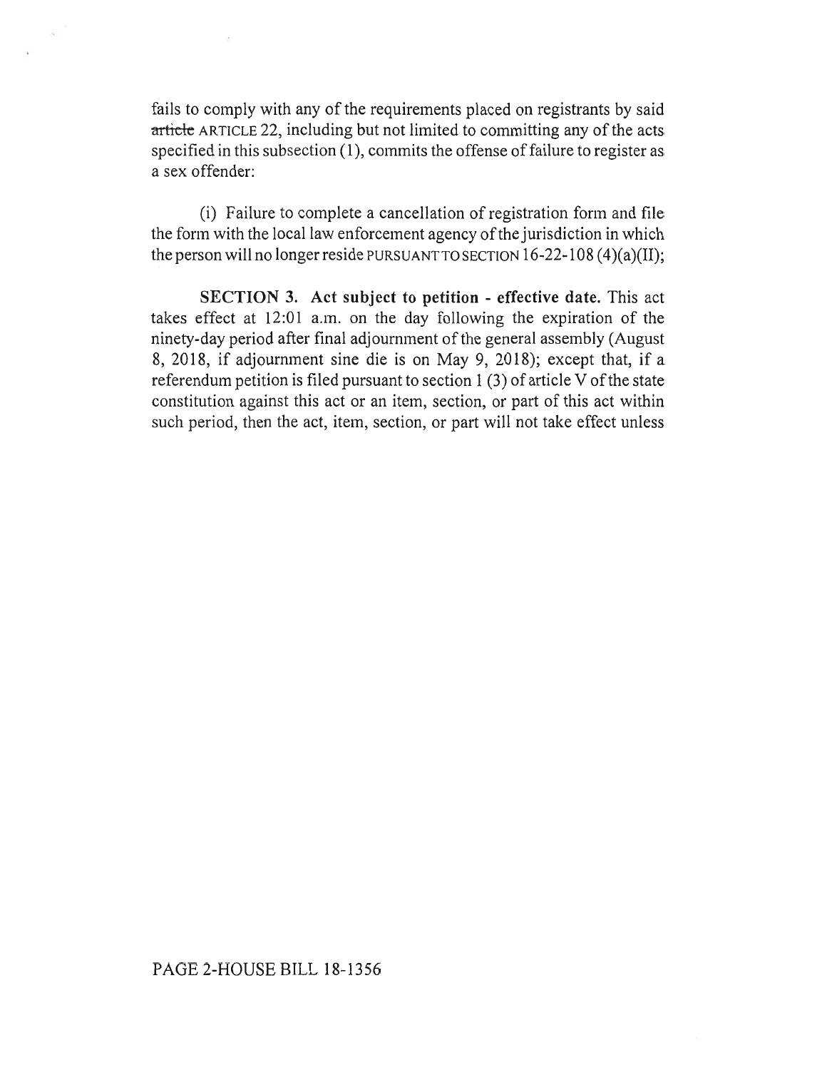fails to comply with any of the requirements placed on registrants by said ~~article~~ ARTICLE 22, including but not limited to committing any of the acts specified in this subsection (1), commits the offense of failure to register as a sex offender:

(i) Failure to complete a cancellation of registration form and file the form with the local law enforcement agency of the jurisdiction in which the person will no longer reside PURSUANT TO SECTION 16-22-108 (4)(a)(II);

**SECTION 3. Act subject to petition - effective date.** This act takes effect at 12:01 a.m. on the day following the expiration of the ninety-day period after final adjournment of the general assembly (August 8, 2018, if adjournment sine die is on May 9, 2018); except that, if a referendum petition is filed pursuant to section 1 (3) of article V of the state constitution against this act or an item, section, or part of this act within such period, then the act, item, section, or part will not take effect unless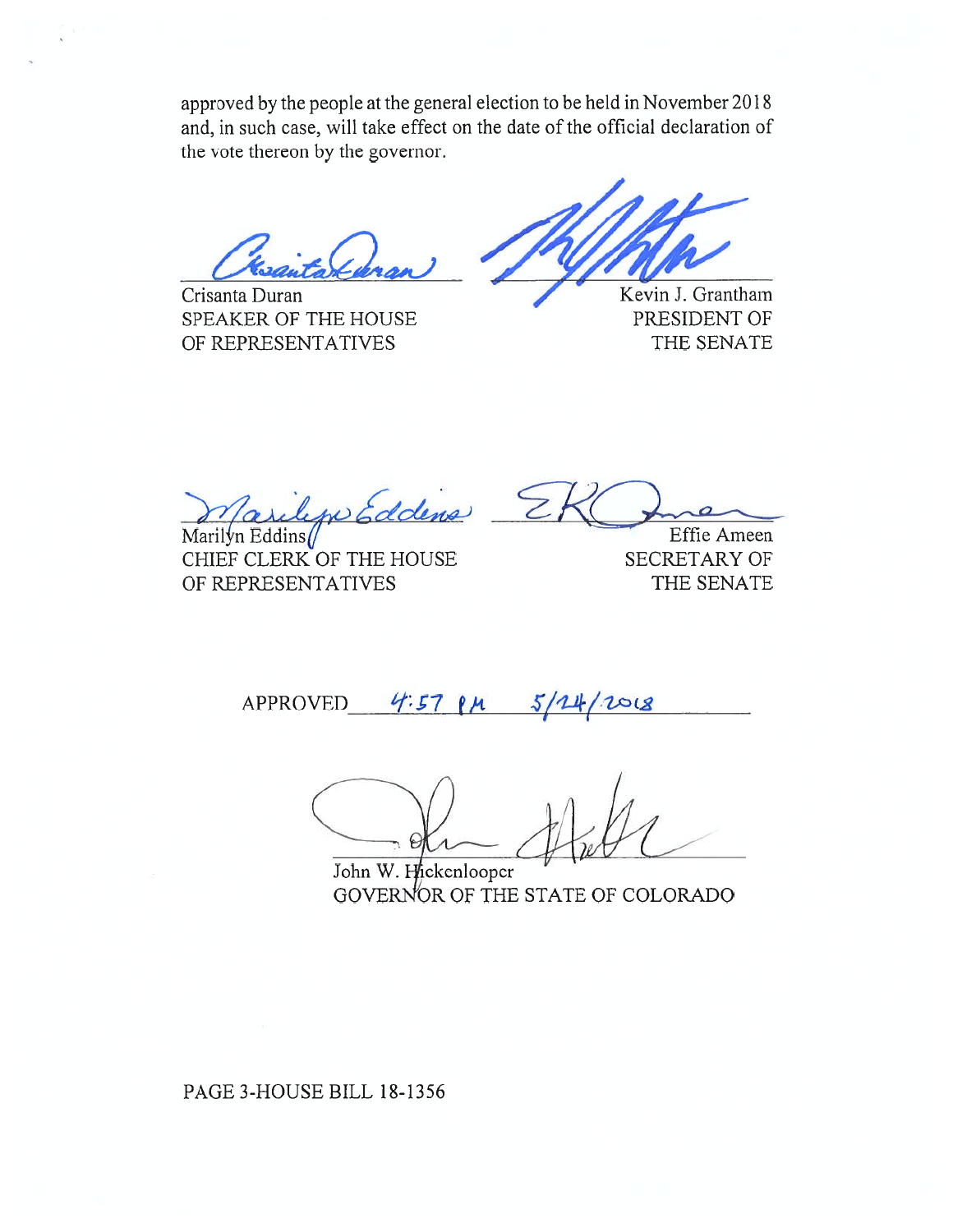approved by the people at the general election to be held in November 2018 and, in such case, will take effect on the date of the official declaration of the vote thereon by the governor.

Crisanta Duran
SPEAKER OF THE HOUSE
OF REPRESENTATIVES

Kevin J. Grantham
PRESIDENT OF
THE SENATE

Marilyn Eddins
CHIEF CLERK OF THE HOUSE
OF REPRESENTATIVES

Effie Ameen
SECRETARY OF
THE SENATE

APPROVED 4:57 PM 5/24/2018

John W. Hickenlooper
GOVERNOR OF THE STATE OF COLORADO

PAGE 3-HOUSE BILL 18-1356